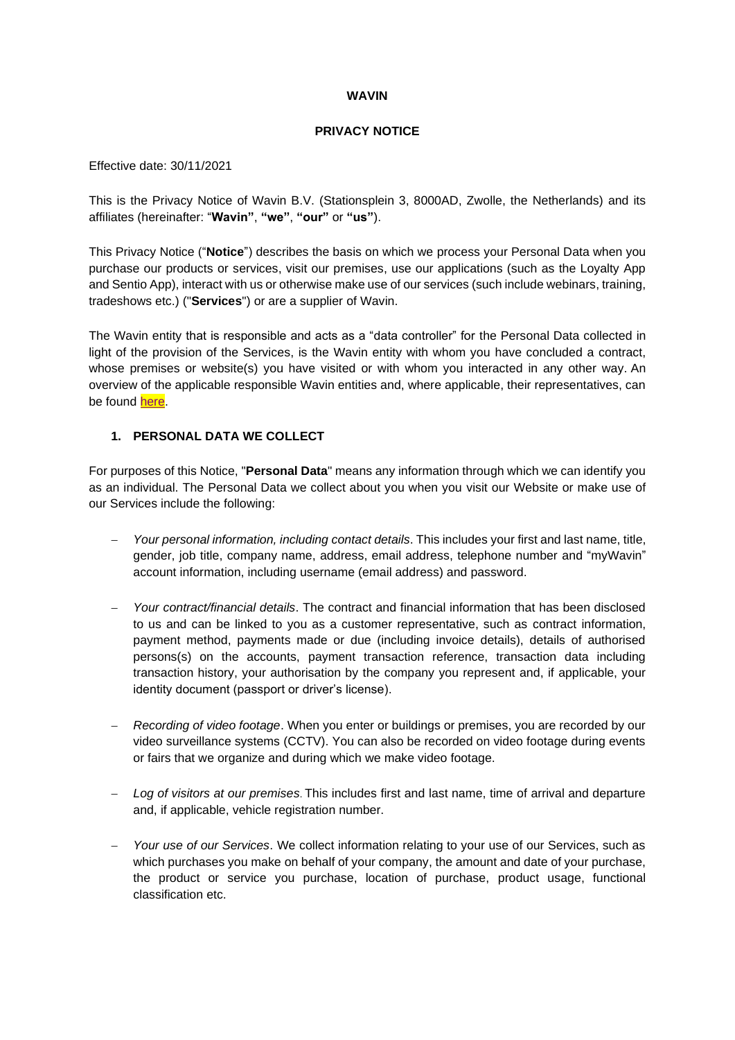**WAVIN**

**PRIVACY NOTICE**

Effective date: 30/11/2021

This is the Privacy Notice of Wavin B.V. (Stationsplein 3, 8000AD, Zwolle, the Netherlands) and its affiliates (hereinafter: "**Wavin"**, **"we"**, **"our"** or **"us"**).

This Privacy Notice ("**Notice**") describes the basis on which we process your Personal Data when you purchase our products or services, visit our premises, use our applications (such as the Loyalty App and Sentio App), interact with us or otherwise make use of our services (such include webinars, training, tradeshows etc.) ("**Services**") or are a supplier of Wavin.

The Wavin entity that is responsible and acts as a "data controller" for the Personal Data collected in light of the provision of the Services, is the Wavin entity with whom you have concluded a contract, whose premises or website(s) you have visited or with whom you interacted in any other way. An overview of the applicable responsible Wavin entities and, where applicable, their representatives, can be found here.

## 1. PERSONAL DATA WE COLLECT

For purposes of this Notice, "**Personal Data**" means any information through which we can identify you as an individual. The Personal Data we collect about you when you visit our Website or make use of our Services include the following:

- *Your personal information, including contact details*. This includes your first and last name, title, gender, job title, company name, address, email address, telephone number and "myWavin" account information, including username (email address) and password.
- *Your contract/financial details*. The contract and financial information that has been disclosed to us and can be linked to you as a customer representative, such as contract information, payment method, payments made or due (including invoice details), details of authorised persons(s) on the accounts, payment transaction reference, transaction data including transaction history, your authorisation by the company you represent and, if applicable, your identity document (passport or driver's license).
- *Recording of video footage*. When you enter or buildings or premises, you are recorded by our video surveillance systems (CCTV). You can also be recorded on video footage during events or fairs that we organize and during which we make video footage.
- *Log of visitors at our premises.* This includes first and last name, time of arrival and departure and, if applicable, vehicle registration number.
- *Your use of our Services*. We collect information relating to your use of our Services, such as which purchases you make on behalf of your company, the amount and date of your purchase, the product or service you purchase, location of purchase, product usage, functional classification etc.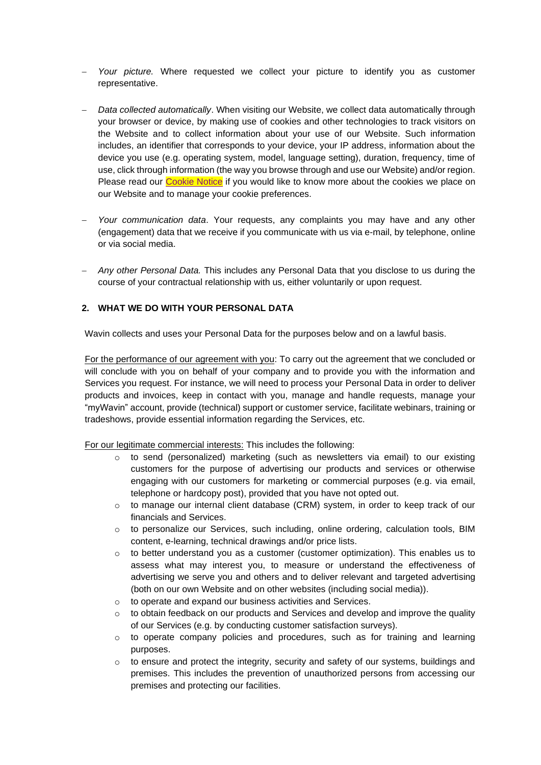- *Your picture.* Where requested we collect your picture to identify you as customer representative.

- *Data collected automatically*. When visiting our Website, we collect data automatically through your browser or device, by making use of cookies and other technologies to track visitors on the Website and to collect information about your use of our Website. Such information includes, an identifier that corresponds to your device, your IP address, information about the device you use (e.g. operating system, model, language setting), duration, frequency, time of use, click through information (the way you browse through and use our Website) and/or region. Please read our Cookie Notice if you would like to know more about the cookies we place on our Website and to manage your cookie preferences.

- *Your communication data*. Your requests, any complaints you may have and any other (engagement) data that we receive if you communicate with us via e-mail, by telephone, online or via social media.

- *Any other Personal Data.* This includes any Personal Data that you disclose to us during the course of your contractual relationship with us, either voluntarily or upon request.

## 2. WHAT WE DO WITH YOUR PERSONAL DATA

Wavin collects and uses your Personal Data for the purposes below and on a lawful basis.

For the performance of our agreement with you: To carry out the agreement that we concluded or will conclude with you on behalf of your company and to provide you with the information and Services you request. For instance, we will need to process your Personal Data in order to deliver products and invoices, keep in contact with you, manage and handle requests, manage your "myWavin" account, provide (technical) support or customer service, facilitate webinars, training or tradeshows, provide essential information regarding the Services, etc.

For our legitimate commercial interests: This includes the following:

- to send (personalized) marketing (such as newsletters via email) to our existing customers for the purpose of advertising our products and services or otherwise engaging with our customers for marketing or commercial purposes (e.g. via email, telephone or hardcopy post), provided that you have not opted out.
- to manage our internal client database (CRM) system, in order to keep track of our financials and Services.
- to personalize our Services, such including, online ordering, calculation tools, BIM content, e-learning, technical drawings and/or price lists.
- to better understand you as a customer (customer optimization). This enables us to assess what may interest you, to measure or understand the effectiveness of advertising we serve you and others and to deliver relevant and targeted advertising (both on our own Website and on other websites (including social media)).
- to operate and expand our business activities and Services.
- to obtain feedback on our products and Services and develop and improve the quality of our Services (e.g. by conducting customer satisfaction surveys).
- to operate company policies and procedures, such as for training and learning purposes.
- to ensure and protect the integrity, security and safety of our systems, buildings and premises. This includes the prevention of unauthorized persons from accessing our premises and protecting our facilities.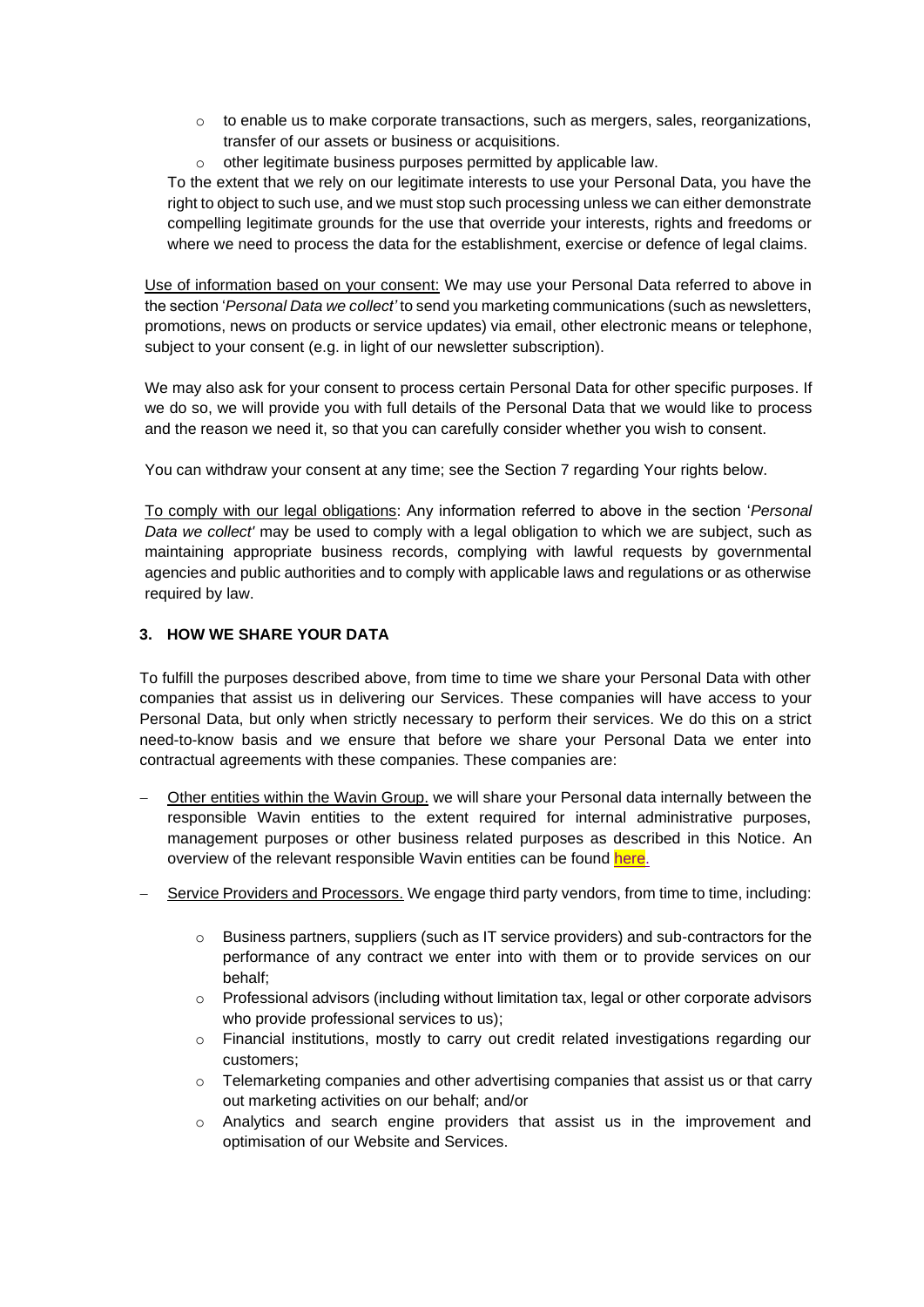- to enable us to make corporate transactions, such as mergers, sales, reorganizations, transfer of our assets or business or acquisitions.
- other legitimate business purposes permitted by applicable law.

To the extent that we rely on our legitimate interests to use your Personal Data, you have the right to object to such use, and we must stop such processing unless we can either demonstrate compelling legitimate grounds for the use that override your interests, rights and freedoms or where we need to process the data for the establishment, exercise or defence of legal claims.

<u>Use of information based on your consent:</u> We may use your Personal Data referred to above in the section '*Personal Data we collect'* to send you marketing communications (such as newsletters, promotions, news on products or service updates) via email, other electronic means or telephone, subject to your consent (e.g. in light of our newsletter subscription).

We may also ask for your consent to process certain Personal Data for other specific purposes. If we do so, we will provide you with full details of the Personal Data that we would like to process and the reason we need it, so that you can carefully consider whether you wish to consent.

You can withdraw your consent at any time; see the Section 7 regarding Your rights below.

<u>To comply with our legal obligations</u>: Any information referred to above in the section '*Personal Data we collect'* may be used to comply with a legal obligation to which we are subject, such as maintaining appropriate business records, complying with lawful requests by governmental agencies and public authorities and to comply with applicable laws and regulations or as otherwise required by law.

### 3. HOW WE SHARE YOUR DATA

To fulfill the purposes described above, from time to time we share your Personal Data with other companies that assist us in delivering our Services. These companies will have access to your Personal Data, but only when strictly necessary to perform their services. We do this on a strict need-to-know basis and we ensure that before we share your Personal Data we enter into contractual agreements with these companies. These companies are:

- <u>Other entities within the Wavin Group.</u> we will share your Personal data internally between the responsible Wavin entities to the extent required for internal administrative purposes, management purposes or other business related purposes as described in this Notice. An overview of the relevant responsible Wavin entities can be found here.
- <u>Service Providers and Processors.</u> We engage third party vendors, from time to time, including:
  - Business partners, suppliers (such as IT service providers) and sub-contractors for the performance of any contract we enter into with them or to provide services on our behalf;
  - Professional advisors (including without limitation tax, legal or other corporate advisors who provide professional services to us);
  - Financial institutions, mostly to carry out credit related investigations regarding our customers;
  - Telemarketing companies and other advertising companies that assist us or that carry out marketing activities on our behalf; and/or
  - Analytics and search engine providers that assist us in the improvement and optimisation of our Website and Services.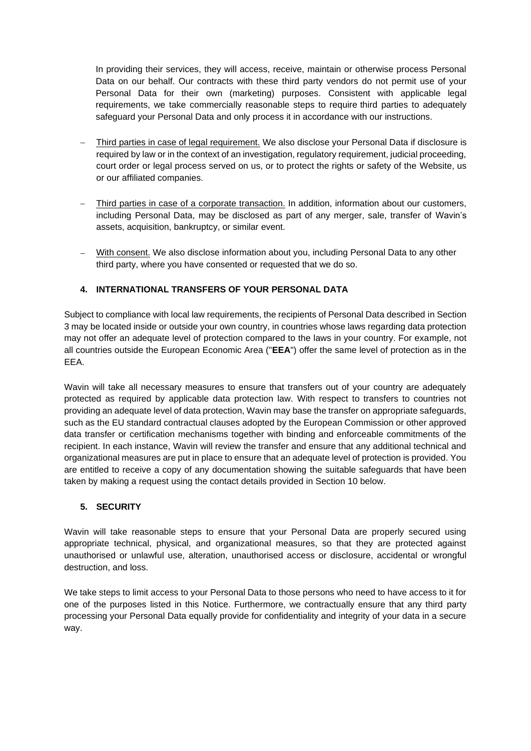In providing their services, they will access, receive, maintain or otherwise process Personal Data on our behalf. Our contracts with these third party vendors do not permit use of your Personal Data for their own (marketing) purposes. Consistent with applicable legal requirements, we take commercially reasonable steps to require third parties to adequately safeguard your Personal Data and only process it in accordance with our instructions.

- Third parties in case of legal requirement. We also disclose your Personal Data if disclosure is required by law or in the context of an investigation, regulatory requirement, judicial proceeding, court order or legal process served on us, or to protect the rights or safety of the Website, us or our affiliated companies.

- Third parties in case of a corporate transaction. In addition, information about our customers, including Personal Data, may be disclosed as part of any merger, sale, transfer of Wavin's assets, acquisition, bankruptcy, or similar event.

- With consent. We also disclose information about you, including Personal Data to any other third party, where you have consented or requested that we do so.

## 4. INTERNATIONAL TRANSFERS OF YOUR PERSONAL DATA

Subject to compliance with local law requirements, the recipients of Personal Data described in Section 3 may be located inside or outside your own country, in countries whose laws regarding data protection may not offer an adequate level of protection compared to the laws in your country. For example, not all countries outside the European Economic Area ("**EEA**") offer the same level of protection as in the EEA.

Wavin will take all necessary measures to ensure that transfers out of your country are adequately protected as required by applicable data protection law. With respect to transfers to countries not providing an adequate level of data protection, Wavin may base the transfer on appropriate safeguards, such as the EU standard contractual clauses adopted by the European Commission or other approved data transfer or certification mechanisms together with binding and enforceable commitments of the recipient. In each instance, Wavin will review the transfer and ensure that any additional technical and organizational measures are put in place to ensure that an adequate level of protection is provided. You are entitled to receive a copy of any documentation showing the suitable safeguards that have been taken by making a request using the contact details provided in Section 10 below.

## 5. SECURITY

Wavin will take reasonable steps to ensure that your Personal Data are properly secured using appropriate technical, physical, and organizational measures, so that they are protected against unauthorised or unlawful use, alteration, unauthorised access or disclosure, accidental or wrongful destruction, and loss.

We take steps to limit access to your Personal Data to those persons who need to have access to it for one of the purposes listed in this Notice. Furthermore, we contractually ensure that any third party processing your Personal Data equally provide for confidentiality and integrity of your data in a secure way.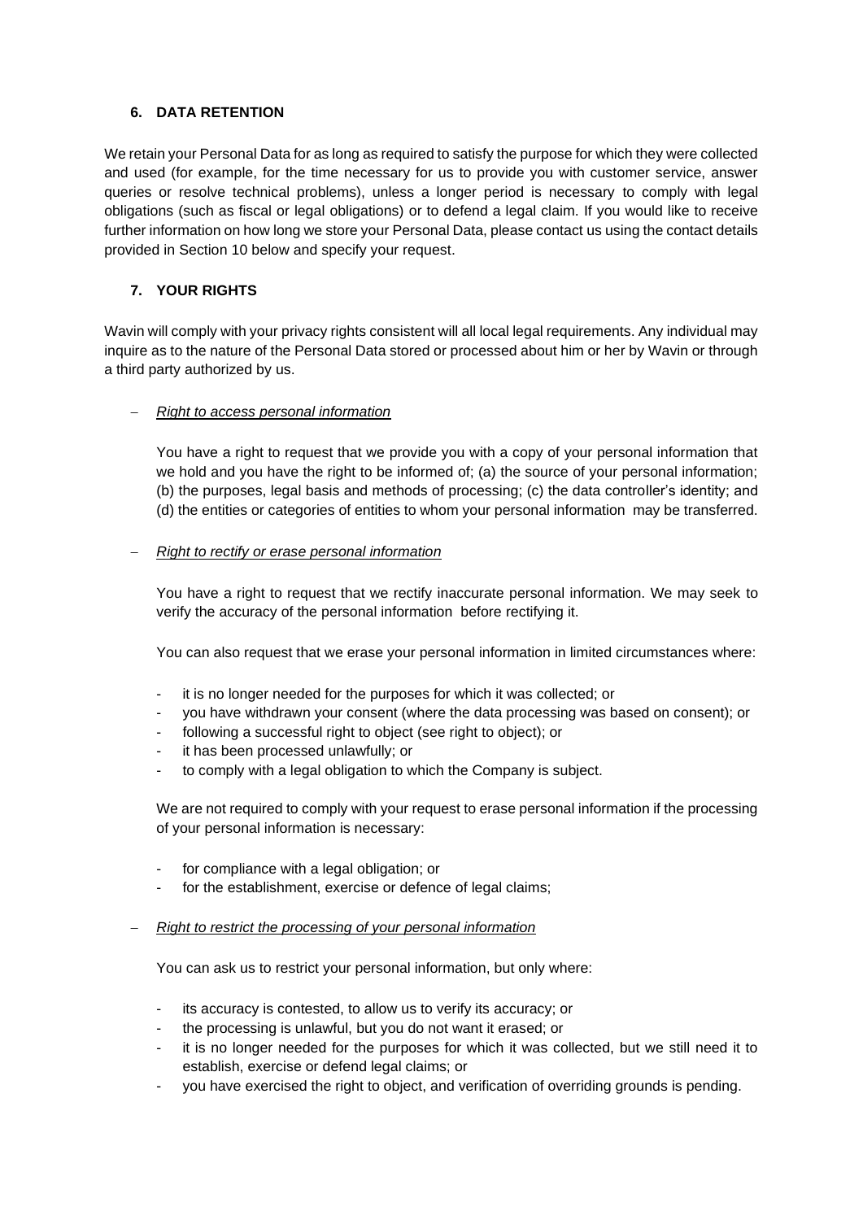## 6. DATA RETENTION

We retain your Personal Data for as long as required to satisfy the purpose for which they were collected and used (for example, for the time necessary for us to provide you with customer service, answer queries or resolve technical problems), unless a longer period is necessary to comply with legal obligations (such as fiscal or legal obligations) or to defend a legal claim. If you would like to receive further information on how long we store your Personal Data, please contact us using the contact details provided in Section 10 below and specify your request.

## 7. YOUR RIGHTS

Wavin will comply with your privacy rights consistent will all local legal requirements. Any individual may inquire as to the nature of the Personal Data stored or processed about him or her by Wavin or through a third party authorized by us.

– *Right to access personal information*

  You have a right to request that we provide you with a copy of your personal information that we hold and you have the right to be informed of; (a) the source of your personal information; (b) the purposes, legal basis and methods of processing; (c) the data controller's identity; and (d) the entities or categories of entities to whom your personal information may be transferred.

– *Right to rectify or erase personal information*

  You have a right to request that we rectify inaccurate personal information. We may seek to verify the accuracy of the personal information before rectifying it.

  You can also request that we erase your personal information in limited circumstances where:

  - it is no longer needed for the purposes for which it was collected; or
  - you have withdrawn your consent (where the data processing was based on consent); or
  - following a successful right to object (see right to object); or
  - it has been processed unlawfully; or
  - to comply with a legal obligation to which the Company is subject.

  We are not required to comply with your request to erase personal information if the processing of your personal information is necessary:

  - for compliance with a legal obligation; or
  - for the establishment, exercise or defence of legal claims;

– *Right to restrict the processing of your personal information*

  You can ask us to restrict your personal information, but only where:

  - its accuracy is contested, to allow us to verify its accuracy; or
  - the processing is unlawful, but you do not want it erased; or
  - it is no longer needed for the purposes for which it was collected, but we still need it to establish, exercise or defend legal claims; or
  - you have exercised the right to object, and verification of overriding grounds is pending.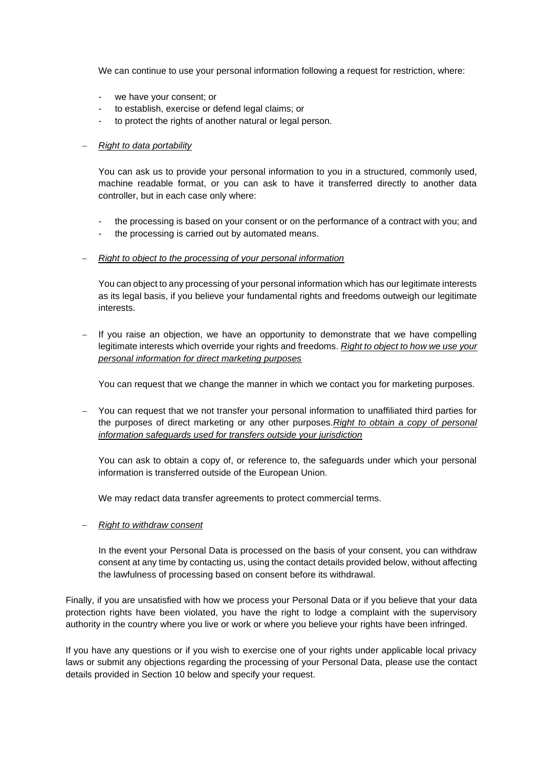We can continue to use your personal information following a request for restriction, where:

- we have your consent; or
- to establish, exercise or defend legal claims; or
- to protect the rights of another natural or legal person.

- *Right to data portability*

  You can ask us to provide your personal information to you in a structured, commonly used, machine readable format, or you can ask to have it transferred directly to another data controller, but in each case only where:

  - the processing is based on your consent or on the performance of a contract with you; and
  - the processing is carried out by automated means.

- *Right to object to the processing of your personal information*

  You can object to any processing of your personal information which has our legitimate interests as its legal basis, if you believe your fundamental rights and freedoms outweigh our legitimate interests.

- If you raise an objection, we have an opportunity to demonstrate that we have compelling legitimate interests which override your rights and freedoms. *Right to object to how we use your personal information for direct marketing purposes*

  You can request that we change the manner in which we contact you for marketing purposes.

- You can request that we not transfer your personal information to unaffiliated third parties for the purposes of direct marketing or any other purposes.*Right to obtain a copy of personal information safeguards used for transfers outside your jurisdiction*

  You can ask to obtain a copy of, or reference to, the safeguards under which your personal information is transferred outside of the European Union.

  We may redact data transfer agreements to protect commercial terms.

- *Right to withdraw consent*

  In the event your Personal Data is processed on the basis of your consent, you can withdraw consent at any time by contacting us, using the contact details provided below, without affecting the lawfulness of processing based on consent before its withdrawal.

Finally, if you are unsatisfied with how we process your Personal Data or if you believe that your data protection rights have been violated, you have the right to lodge a complaint with the supervisory authority in the country where you live or work or where you believe your rights have been infringed.

If you have any questions or if you wish to exercise one of your rights under applicable local privacy laws or submit any objections regarding the processing of your Personal Data, please use the contact details provided in Section 10 below and specify your request.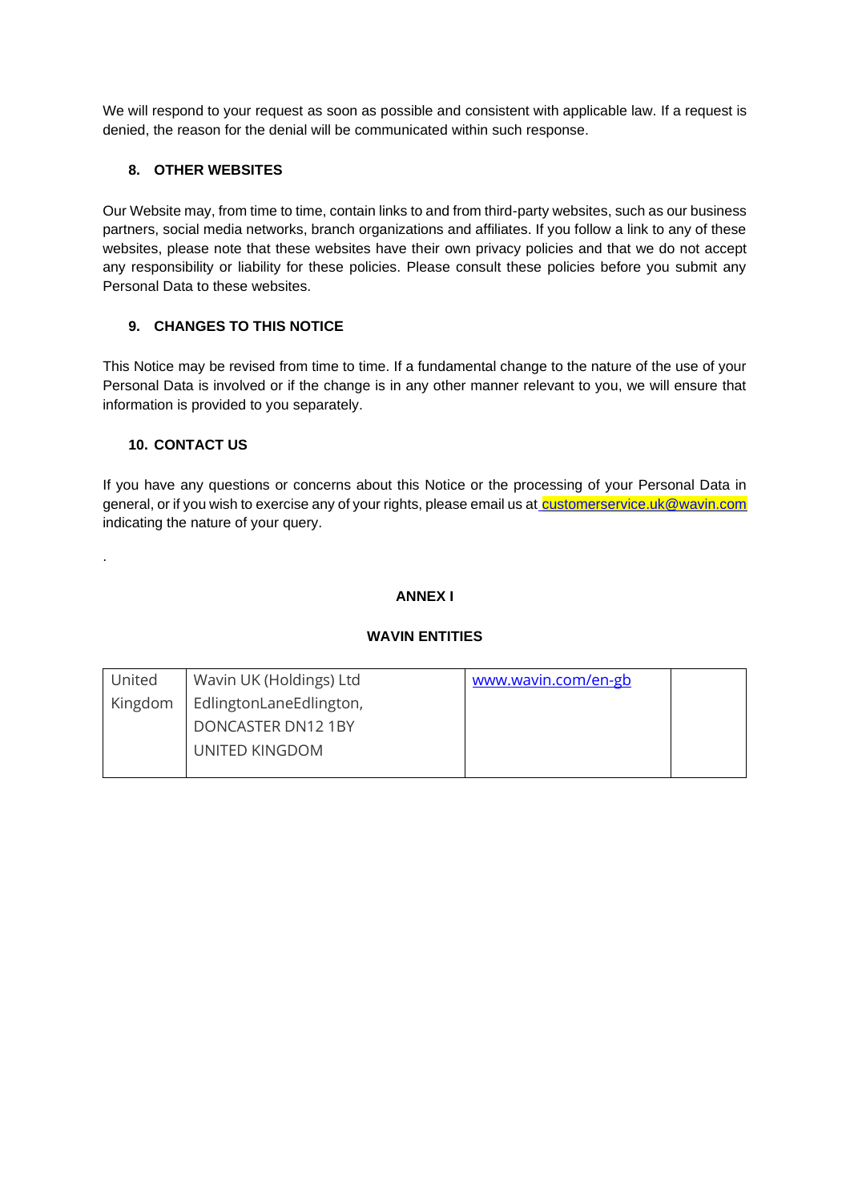We will respond to your request as soon as possible and consistent with applicable law. If a request is denied, the reason for the denial will be communicated within such response.

## 8. OTHER WEBSITES

Our Website may, from time to time, contain links to and from third-party websites, such as our business partners, social media networks, branch organizations and affiliates. If you follow a link to any of these websites, please note that these websites have their own privacy policies and that we do not accept any responsibility or liability for these policies. Please consult these policies before you submit any Personal Data to these websites.

## 9. CHANGES TO THIS NOTICE

This Notice may be revised from time to time. If a fundamental change to the nature of the use of your Personal Data is involved or if the change is in any other manner relevant to you, we will ensure that information is provided to you separately.

## 10. CONTACT US

If you have any questions or concerns about this Notice or the processing of your Personal Data in general, or if you wish to exercise any of your rights, please email us at customerservice.uk@wavin.com indicating the nature of your query.

.

**ANNEX I**

**WAVIN ENTITIES**

| | | | |
|---|---|---|---|
| United Kingdom | Wavin UK (Holdings) Ltd EdlingtonLaneEdlington, DONCASTER DN12 1BY UNITED KINGDOM | www.wavin.com/en-gb | |